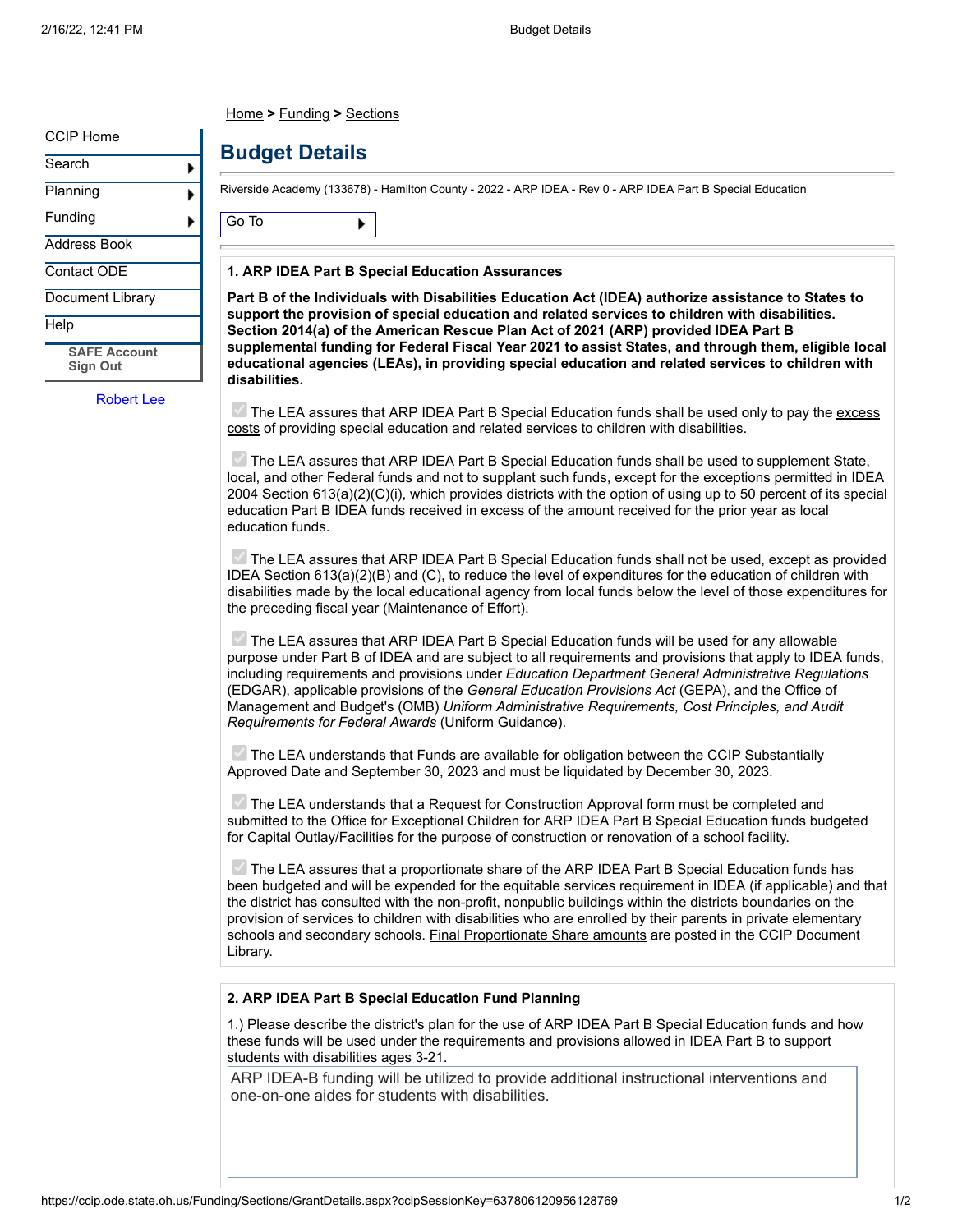CCIP Home
Search
Planning
Funding
Address Book
Contact ODE
Document Library
Help
SAFE Account Sign Out

Robert Lee

Home > Funding > Sections

# Budget Details

Riverside Academy (133678) - Hamilton County - 2022 - ARP IDEA - Rev 0 - ARP IDEA Part B Special Education

Go To

### 1. ARP IDEA Part B Special Education Assurances

**Part B of the Individuals with Disabilities Education Act (IDEA) authorize assistance to States to support the provision of special education and related services to children with disabilities. Section 2014(a) of the American Rescue Plan Act of 2021 (ARP) provided IDEA Part B supplemental funding for Federal Fiscal Year 2021 to assist States, and through them, eligible local educational agencies (LEAs), in providing special education and related services to children with disabilities.**

- [x] The LEA assures that ARP IDEA Part B Special Education funds shall be used only to pay the excess costs of providing special education and related services to children with disabilities.

- [x] The LEA assures that ARP IDEA Part B Special Education funds shall be used to supplement State, local, and other Federal funds and not to supplant such funds, except for the exceptions permitted in IDEA 2004 Section 613(a)(2)(C)(i), which provides districts with the option of using up to 50 percent of its special education Part B IDEA funds received in excess of the amount received for the prior year as local education funds.

- [x] The LEA assures that ARP IDEA Part B Special Education funds shall not be used, except as provided IDEA Section 613(a)(2)(B) and (C), to reduce the level of expenditures for the education of children with disabilities made by the local educational agency from local funds below the level of those expenditures for the preceding fiscal year (Maintenance of Effort).

- [x] The LEA assures that ARP IDEA Part B Special Education funds will be used for any allowable purpose under Part B of IDEA and are subject to all requirements and provisions that apply to IDEA funds, including requirements and provisions under *Education Department General Administrative Regulations* (EDGAR), applicable provisions of the *General Education Provisions Act* (GEPA), and the Office of Management and Budget's (OMB) *Uniform Administrative Requirements, Cost Principles, and Audit Requirements for Federal Awards* (Uniform Guidance).

- [x] The LEA understands that Funds are available for obligation between the CCIP Substantially Approved Date and September 30, 2023 and must be liquidated by December 30, 2023.

- [x] The LEA understands that a Request for Construction Approval form must be completed and submitted to the Office for Exceptional Children for ARP IDEA Part B Special Education funds budgeted for Capital Outlay/Facilities for the purpose of construction or renovation of a school facility.

- [x] The LEA assures that a proportionate share of the ARP IDEA Part B Special Education funds has been budgeted and will be expended for the equitable services requirement in IDEA (if applicable) and that the district has consulted with the non-profit, nonpublic buildings within the districts boundaries on the provision of services to children with disabilities who are enrolled by their parents in private elementary schools and secondary schools. Final Proportionate Share amounts are posted in the CCIP Document Library.

### 2. ARP IDEA Part B Special Education Fund Planning

1.) Please describe the district's plan for the use of ARP IDEA Part B Special Education funds and how these funds will be used under the requirements and provisions allowed in IDEA Part B to support students with disabilities ages 3-21.

> ARP IDEA-B funding will be utilized to provide additional instructional interventions and one-on-one aides for students with disabilities.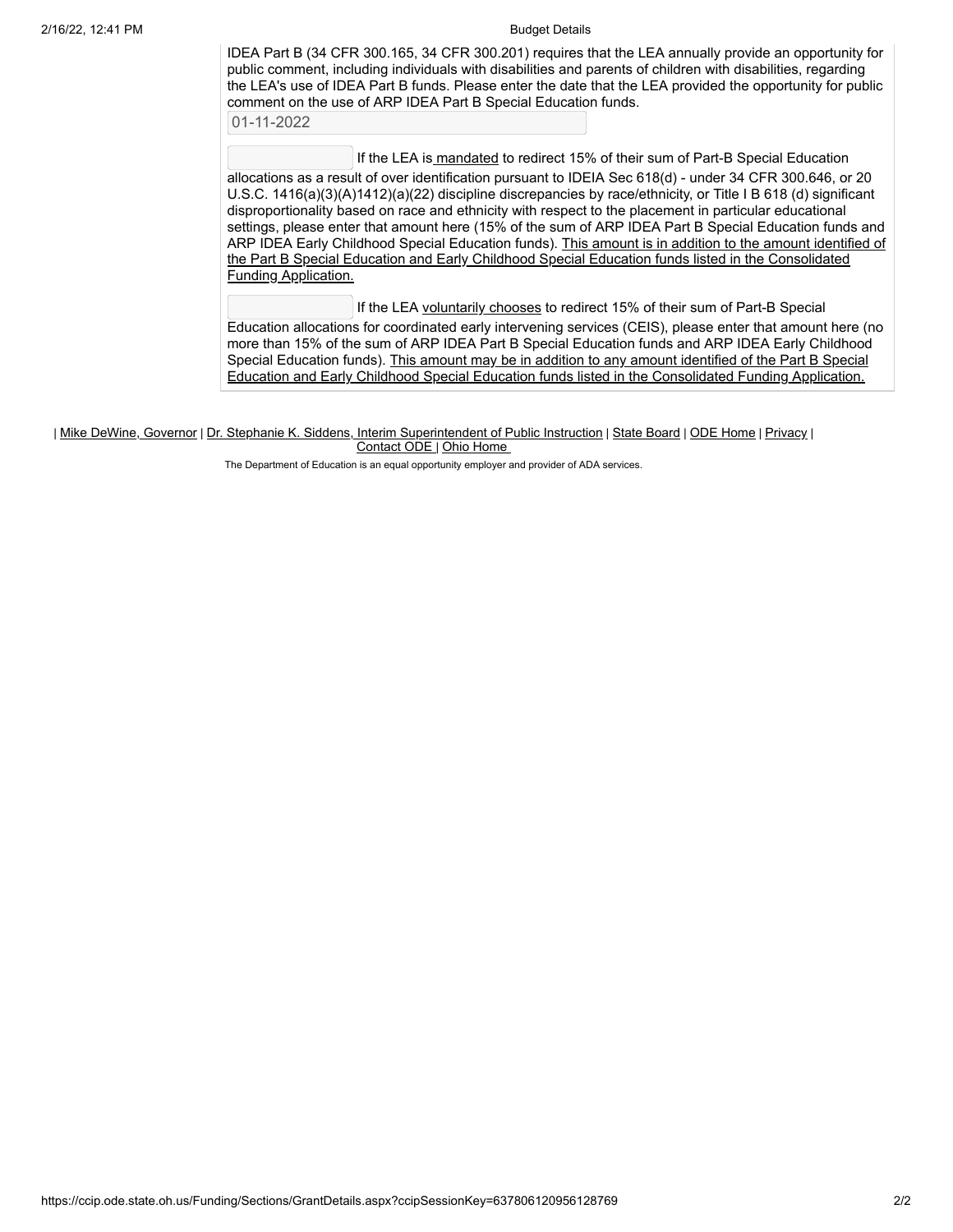IDEA Part B (34 CFR 300.165, 34 CFR 300.201) requires that the LEA annually provide an opportunity for public comment, including individuals with disabilities and parents of children with disabilities, regarding the LEA's use of IDEA Part B funds. Please enter the date that the LEA provided the opportunity for public comment on the use of ARP IDEA Part B Special Education funds.

01-11-2022

If the LEA is mandated to redirect 15% of their sum of Part-B Special Education allocations as a result of over identification pursuant to IDEIA Sec 618(d) - under 34 CFR 300.646, or 20 U.S.C. 1416(a)(3)(A)1412)(a)(22) discipline discrepancies by race/ethnicity, or Title I B 618 (d) significant disproportionality based on race and ethnicity with respect to the placement in particular educational settings, please enter that amount here (15% of the sum of ARP IDEA Part B Special Education funds and ARP IDEA Early Childhood Special Education funds). This amount is in addition to the amount identified of the Part B Special Education and Early Childhood Special Education funds listed in the Consolidated Funding Application.

If the LEA voluntarily chooses to redirect 15% of their sum of Part-B Special Education allocations for coordinated early intervening services (CEIS), please enter that amount here (no more than 15% of the sum of ARP IDEA Part B Special Education funds and ARP IDEA Early Childhood Special Education funds). This amount may be in addition to any amount identified of the Part B Special Education and Early Childhood Special Education funds listed in the Consolidated Funding Application.

| Mike DeWine, Governor | Dr. Stephanie K. Siddens, Interim Superintendent of Public Instruction | State Board | ODE Home | Privacy | Contact ODE | Ohio Home

The Department of Education is an equal opportunity employer and provider of ADA services.